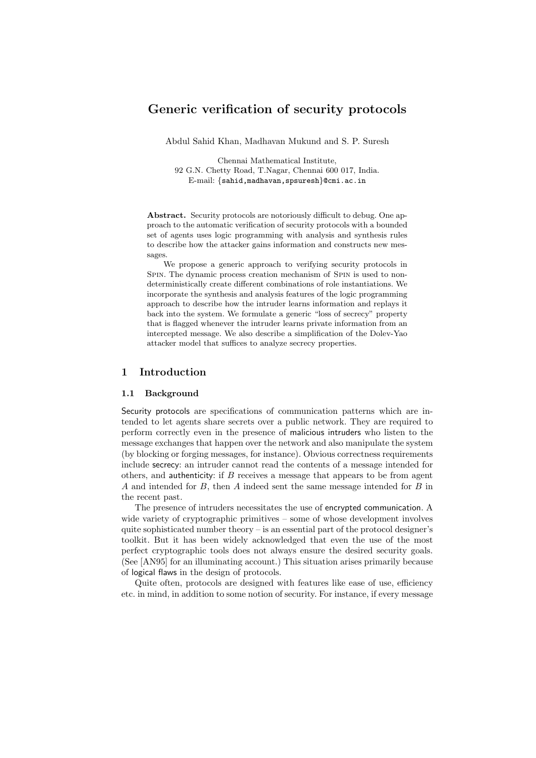# Generic verification of security protocols

Abdul Sahid Khan, Madhavan Mukund and S. P. Suresh

Chennai Mathematical Institute,
92 G.N. Chetty Road, T.Nagar, Chennai 600 017, India.
E-mail: {sahid,madhavan,spsuresh}@cmi.ac.in

**Abstract.** Security protocols are notoriously difficult to debug. One approach to the automatic verification of security protocols with a bounded set of agents uses logic programming with analysis and synthesis rules to describe how the attacker gains information and constructs new messages.

We propose a generic approach to verifying security protocols in Spin. The dynamic process creation mechanism of Spin is used to nondeterministically create different combinations of role instantiations. We incorporate the synthesis and analysis features of the logic programming approach to describe how the intruder learns information and replays it back into the system. We formulate a generic "loss of secrecy" property that is flagged whenever the intruder learns private information from an intercepted message. We also describe a simplification of the Dolev-Yao attacker model that suffices to analyze secrecy properties.

## 1 Introduction

### 1.1 Background

Security protocols are specifications of communication patterns which are intended to let agents share secrets over a public network. They are required to perform correctly even in the presence of malicious intruders who listen to the message exchanges that happen over the network and also manipulate the system (by blocking or forging messages, for instance). Obvious correctness requirements include secrecy: an intruder cannot read the contents of a message intended for others, and authenticity: if $B$ receives a message that appears to be from agent $A$ and intended for $B$, then $A$ indeed sent the same message intended for $B$ in the recent past.

The presence of intruders necessitates the use of encrypted communication. A wide variety of cryptographic primitives – some of whose development involves quite sophisticated number theory – is an essential part of the protocol designer's toolkit. But it has been widely acknowledged that even the use of the most perfect cryptographic tools does not always ensure the desired security goals. (See [AN95] for an illuminating account.) This situation arises primarily because of logical flaws in the design of protocols.

Quite often, protocols are designed with features like ease of use, efficiency etc. in mind, in addition to some notion of security. For instance, if every message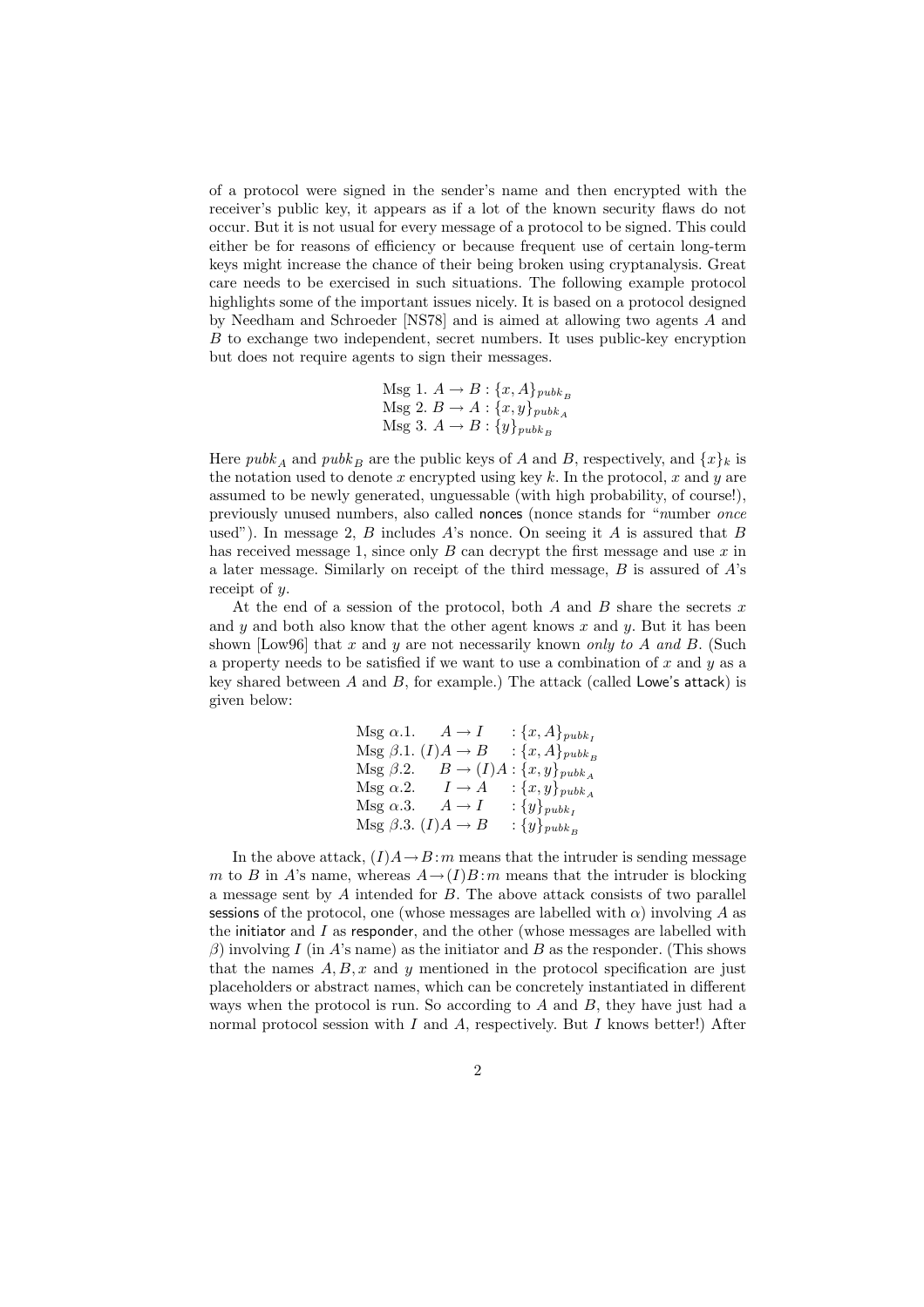of a protocol were signed in the sender's name and then encrypted with the receiver's public key, it appears as if a lot of the known security flaws do not occur. But it is not usual for every message of a protocol to be signed. This could either be for reasons of efficiency or because frequent use of certain long-term keys might increase the chance of their being broken using cryptanalysis. Great care needs to be exercised in such situations. The following example protocol highlights some of the important issues nicely. It is based on a protocol designed by Needham and Schroeder [NS78] and is aimed at allowing two agents $A$ and $B$ to exchange two independent, secret numbers. It uses public-key encryption but does not require agents to sign their messages.

$$
\begin{array}{l}
\text{Msg 1. } A \rightarrow B : \{x, A\}_{pubk_B} \\
\text{Msg 2. } B \rightarrow A : \{x, y\}_{pubk_A} \\
\text{Msg 3. } A \rightarrow B : \{y\}_{pubk_B}
\end{array}
$$

Here $pubk_A$ and $pubk_B$ are the public keys of $A$ and $B$, respectively, and $\{x\}_k$ is the notation used to denote $x$ encrypted using key $k$. In the protocol, $x$ and $y$ are assumed to be newly generated, unguessable (with high probability, of course!), previously unused numbers, also called nonces (nonce stands for "*n*umber *once* used"). In message 2, $B$ includes $A$'s nonce. On seeing it $A$ is assured that $B$ has received message 1, since only $B$ can decrypt the first message and use $x$ in a later message. Similarly on receipt of the third message, $B$ is assured of $A$'s receipt of $y$.

At the end of a session of the protocol, both $A$ and $B$ share the secrets $x$ and $y$ and both also know that the other agent knows $x$ and $y$. But it has been shown [Low96] that $x$ and $y$ are not necessarily known *only to A and B*. (Such a property needs to be satisfied if we want to use a combination of $x$ and $y$ as a key shared between $A$ and $B$, for example.) The attack (called Lowe's attack) is given below:

$$
\begin{array}{lll}
\text{Msg } \alpha.1. & A \rightarrow I & : \{x, A\}_{pubk_I} \\
\text{Msg } \beta.1. & (I)A \rightarrow B & : \{x, A\}_{pubk_B} \\
\text{Msg } \beta.2. & B \rightarrow (I)A & : \{x, y\}_{pubk_A} \\
\text{Msg } \alpha.2. & I \rightarrow A & : \{x, y\}_{pubk_A} \\
\text{Msg } \alpha.3. & A \rightarrow I & : \{y\}_{pubk_I} \\
\text{Msg } \beta.3. & (I)A \rightarrow B & : \{y\}_{pubk_B}
\end{array}
$$

In the above attack, $(I)A \rightarrow B : m$ means that the intruder is sending message $m$ to $B$ in $A$'s name, whereas $A \rightarrow (I)B : m$ means that the intruder is blocking a message sent by $A$ intended for $B$. The above attack consists of two parallel sessions of the protocol, one (whose messages are labelled with $\alpha$) involving $A$ as the initiator and $I$ as responder, and the other (whose messages are labelled with $\beta$) involving $I$ (in $A$'s name) as the initiator and $B$ as the responder. (This shows that the names $A, B, x$ and $y$ mentioned in the protocol specification are just placeholders or abstract names, which can be concretely instantiated in different ways when the protocol is run. So according to $A$ and $B$, they have just had a normal protocol session with $I$ and $A$, respectively. But $I$ knows better!) After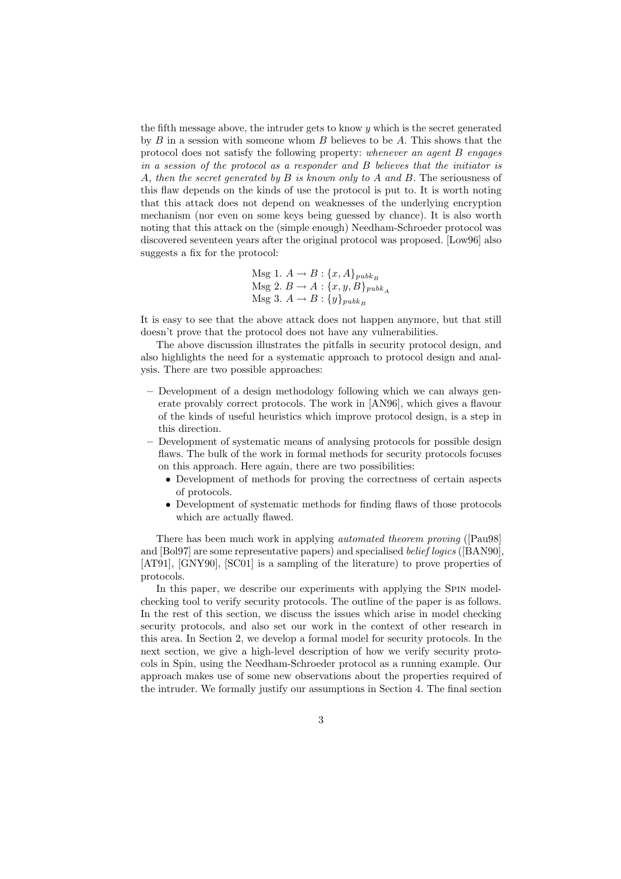the fifth message above, the intruder gets to know $y$ which is the secret generated by $B$ in a session with someone whom $B$ believes to be $A$. This shows that the protocol does not satisfy the following property: *whenever an agent $B$ engages in a session of the protocol as a responder and $B$ believes that the initiator is $A$, then the secret generated by $B$ is known only to $A$ and $B$.* The seriousness of this flaw depends on the kinds of use the protocol is put to. It is worth noting that this attack does not depend on weaknesses of the underlying encryption mechanism (nor even on some keys being guessed by chance). It is also worth noting that this attack on the (simple enough) Needham-Schroeder protocol was discovered seventeen years after the original protocol was proposed. [Low96] also suggests a fix for the protocol:

$$
\begin{array}{l}
\text{Msg 1. } A \rightarrow B : \{x, A\}_{pubk_B} \\
\text{Msg 2. } B \rightarrow A : \{x, y, B\}_{pubk_A} \\
\text{Msg 3. } A \rightarrow B : \{y\}_{pubk_B}
\end{array}
$$

It is easy to see that the above attack does not happen anymore, but that still doesn't prove that the protocol does not have any vulnerabilities.

The above discussion illustrates the pitfalls in security protocol design, and also highlights the need for a systematic approach to protocol design and analysis. There are two possible approaches:

- Development of a design methodology following which we can always generate provably correct protocols. The work in [AN96], which gives a flavour of the kinds of useful heuristics which improve protocol design, is a step in this direction.
- Development of systematic means of analysing protocols for possible design flaws. The bulk of the work in formal methods for security protocols focuses on this approach. Here again, there are two possibilities:
  - Development of methods for proving the correctness of certain aspects of protocols.
  - Development of systematic methods for finding flaws of those protocols which are actually flawed.

There has been much work in applying *automated theorem proving* ([Pau98] and [Bol97] are some representative papers) and specialised *belief logics* ([BAN90], [AT91], [GNY90], [SC01] is a sampling of the literature) to prove properties of protocols.

In this paper, we describe our experiments with applying the Spin model-checking tool to verify security protocols. The outline of the paper is as follows. In the rest of this section, we discuss the issues which arise in model checking security protocols, and also set our work in the context of other research in this area. In Section 2, we develop a formal model for security protocols. In the next section, we give a high-level description of how we verify security protocols in Spin, using the Needham-Schroeder protocol as a running example. Our approach makes use of some new observations about the properties required of the intruder. We formally justify our assumptions in Section 4. The final section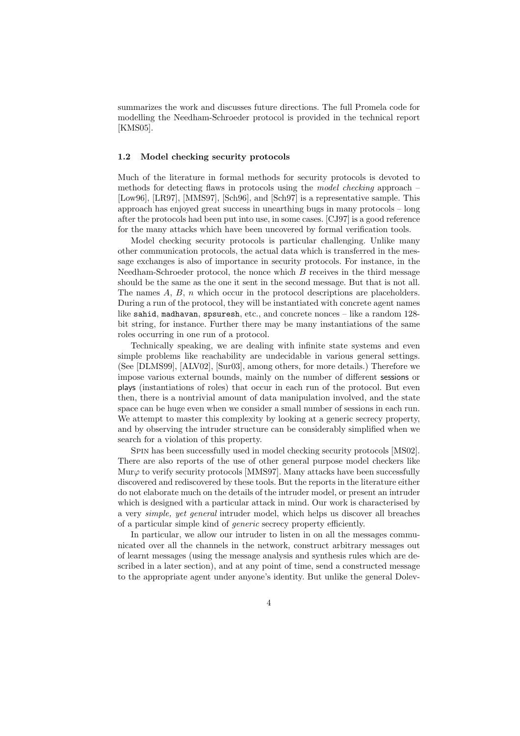summarizes the work and discusses future directions. The full Promela code for modelling the Needham-Schroeder protocol is provided in the technical report [KMS05].

### 1.2 Model checking security protocols

Much of the literature in formal methods for security protocols is devoted to methods for detecting flaws in protocols using the *model checking* approach – [Low96], [LR97], [MMS97], [Sch96], and [Sch97] is a representative sample. This approach has enjoyed great success in unearthing bugs in many protocols – long after the protocols had been put into use, in some cases. [CJ97] is a good reference for the many attacks which have been uncovered by formal verification tools.

Model checking security protocols is particular challenging. Unlike many other communication protocols, the actual data which is transferred in the message exchanges is also of importance in security protocols. For instance, in the Needham-Schroeder protocol, the nonce which $B$ receives in the third message should be the same as the one it sent in the second message. But that is not all. The names $A$, $B$, $n$ which occur in the protocol descriptions are placeholders. During a run of the protocol, they will be instantiated with concrete agent names like `sahid`, `madhavan`, `spsuresh`, etc., and concrete nonces – like a random 128-bit string, for instance. Further there may be many instantiations of the same roles occurring in one run of a protocol.

Technically speaking, we are dealing with infinite state systems and even simple problems like reachability are undecidable in various general settings. (See [DLMS99], [ALV02], [Sur03], among others, for more details.) Therefore we impose various external bounds, mainly on the number of different sessions or plays (instantiations of roles) that occur in each run of the protocol. But even then, there is a nontrivial amount of data manipulation involved, and the state space can be huge even when we consider a small number of sessions in each run. We attempt to master this complexity by looking at a generic secrecy property, and by observing the intruder structure can be considerably simplified when we search for a violation of this property.

Spin has been successfully used in model checking security protocols [MS02]. There are also reports of the use of other general purpose model checkers like Mur$\varphi$ to verify security protocols [MMS97]. Many attacks have been successfully discovered and rediscovered by these tools. But the reports in the literature either do not elaborate much on the details of the intruder model, or present an intruder which is designed with a particular attack in mind. Our work is characterised by a very *simple, yet general* intruder model, which helps us discover all breaches of a particular simple kind of *generic* secrecy property efficiently.

In particular, we allow our intruder to listen in on all the messages communicated over all the channels in the network, construct arbitrary messages out of learnt messages (using the message analysis and synthesis rules which are described in a later section), and at any point of time, send a constructed message to the appropriate agent under anyone's identity. But unlike the general Dolev-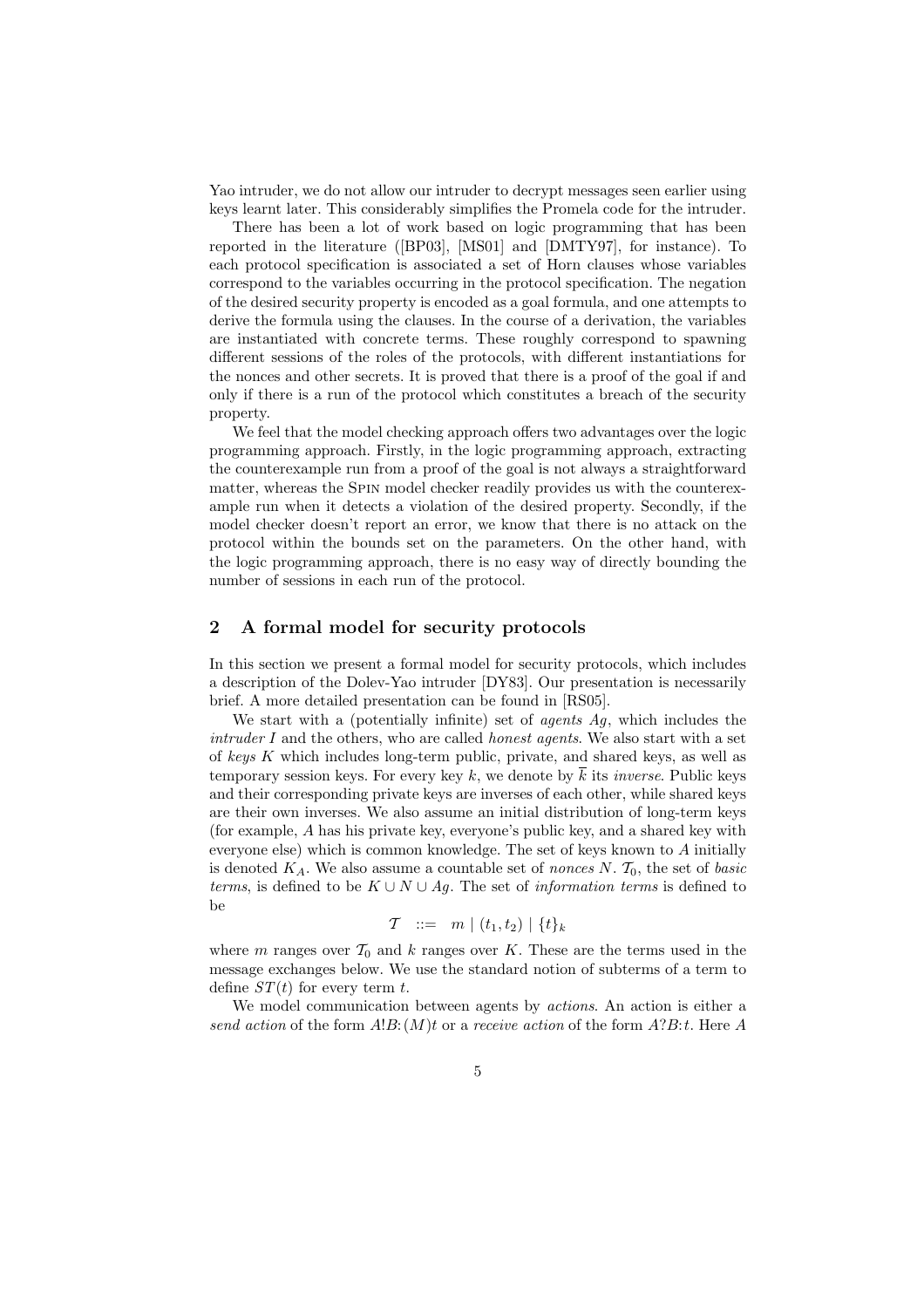Yao intruder, we do not allow our intruder to decrypt messages seen earlier using keys learnt later. This considerably simplifies the Promela code for the intruder.

There has been a lot of work based on logic programming that has been reported in the literature ([BP03], [MS01] and [DMTY97], for instance). To each protocol specification is associated a set of Horn clauses whose variables correspond to the variables occurring in the protocol specification. The negation of the desired security property is encoded as a goal formula, and one attempts to derive the formula using the clauses. In the course of a derivation, the variables are instantiated with concrete terms. These roughly correspond to spawning different sessions of the roles of the protocols, with different instantiations for the nonces and other secrets. It is proved that there is a proof of the goal if and only if there is a run of the protocol which constitutes a breach of the security property.

We feel that the model checking approach offers two advantages over the logic programming approach. Firstly, in the logic programming approach, extracting the counterexample run from a proof of the goal is not always a straightforward matter, whereas the Spin model checker readily provides us with the counterexample run when it detects a violation of the desired property. Secondly, if the model checker doesn't report an error, we know that there is no attack on the protocol within the bounds set on the parameters. On the other hand, with the logic programming approach, there is no easy way of directly bounding the number of sessions in each run of the protocol.

## 2 A formal model for security protocols

In this section we present a formal model for security protocols, which includes a description of the Dolev-Yao intruder [DY83]. Our presentation is necessarily brief. A more detailed presentation can be found in [RS05].

We start with a (potentially infinite) set of *agents* $Ag$, which includes the *intruder* $I$ and the others, who are called *honest agents*. We also start with a set of *keys* $K$ which includes long-term public, private, and shared keys, as well as temporary session keys. For every key $k$, we denote by $\overline{k}$ its *inverse*. Public keys and their corresponding private keys are inverses of each other, while shared keys are their own inverses. We also assume an initial distribution of long-term keys (for example, $A$ has his private key, everyone's public key, and a shared key with everyone else) which is common knowledge. The set of keys known to $A$ initially is denoted $K_A$. We also assume a countable set of *nonces* $N$. $\mathcal{T}_0$, the set of *basic terms*, is defined to be $K \cup N \cup Ag$. The set of *information terms* is defined to be

$$\mathcal{T} \;\; ::= \;\; m \mid (t_1, t_2) \mid \{t\}_k$$

where $m$ ranges over $\mathcal{T}_0$ and $k$ ranges over $K$. These are the terms used in the message exchanges below. We use the standard notion of subterms of a term to define $ST(t)$ for every term $t$.

We model communication between agents by *actions*. An action is either a *send action* of the form $A!B{:}(M)t$ or a *receive action* of the form $A?B{:}t$. Here $A$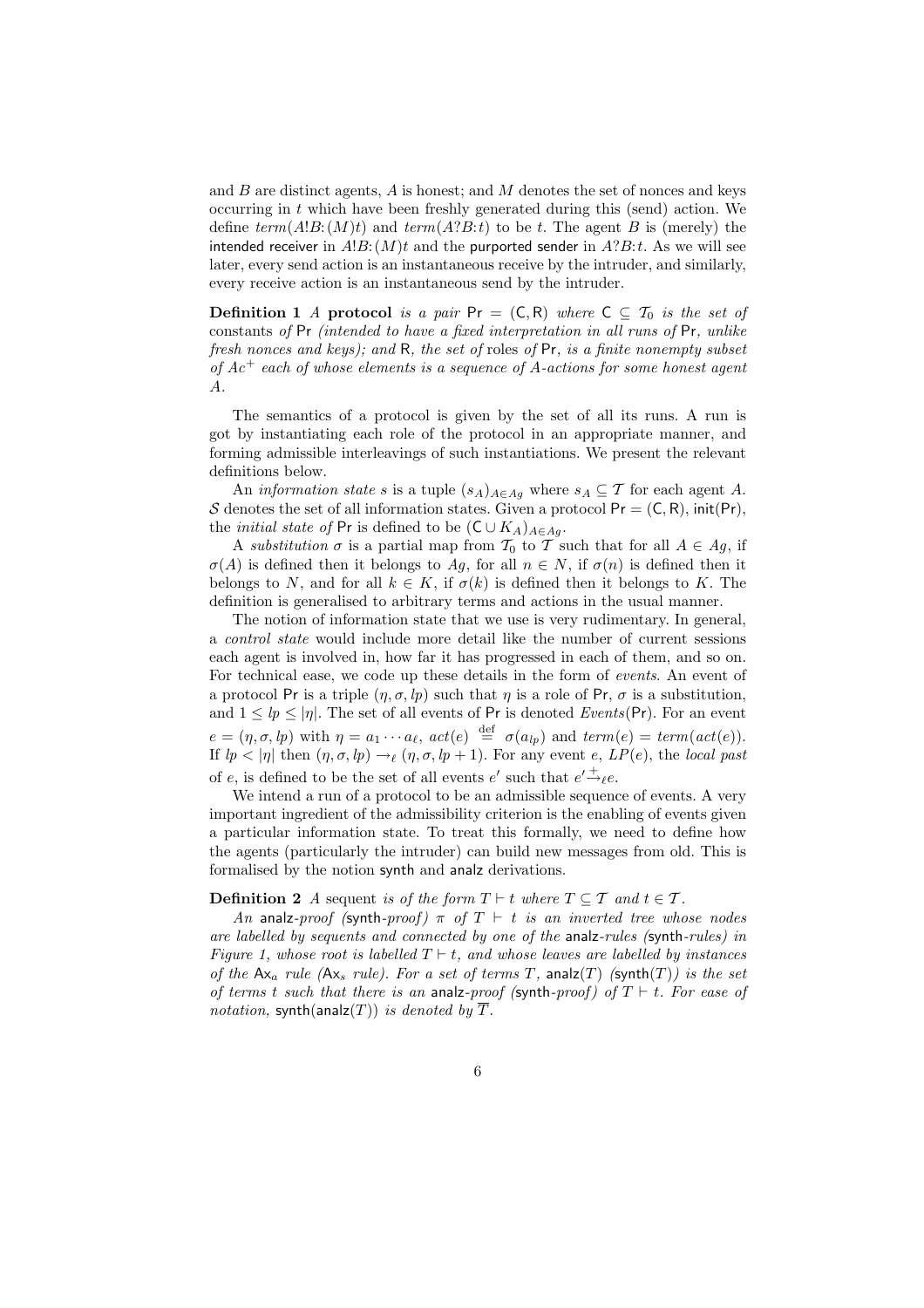and $B$ are distinct agents, $A$ is honest; and $M$ denotes the set of nonces and keys occurring in $t$ which have been freshly generated during this (send) action. We define $term(A!B{:}(M)t)$ and $term(A?B{:}t)$ to be $t$. The agent $B$ is (merely) the intended receiver in $A!B{:}(M)t$ and the purported sender in $A?B{:}t$. As we will see later, every send action is an instantaneous receive by the intruder, and similarly, every receive action is an instantaneous send by the intruder.

**Definition 1** *A* **protocol** *is a pair* $\mathsf{Pr} = (\mathsf{C}, \mathsf{R})$ *where* $\mathsf{C} \subseteq \mathcal{T}_0$ *is the set of* constants *of* $\mathsf{Pr}$ *(intended to have a fixed interpretation in all runs of* $\mathsf{Pr}$*, unlike fresh nonces and keys); and* $\mathsf{R}$*, the set of* roles *of* $\mathsf{Pr}$*, is a finite nonempty subset of* $Ac^+$ *each of whose elements is a sequence of* $A$*-actions for some honest agent* $A$*.*

The semantics of a protocol is given by the set of all its runs. A run is got by instantiating each role of the protocol in an appropriate manner, and forming admissible interleavings of such instantiations. We present the relevant definitions below.

An *information state* $s$ is a tuple $(s_A)_{A \in Ag}$ where $s_A \subseteq \mathcal{T}$ for each agent $A$. $\mathcal{S}$ denotes the set of all information states. Given a protocol $\mathsf{Pr} = (\mathsf{C}, \mathsf{R})$, $\mathsf{init}(\mathsf{Pr})$, the *initial state of* $\mathsf{Pr}$ is defined to be $(\mathsf{C} \cup K_A)_{A \in Ag}$.

A *substitution* $\sigma$ is a partial map from $\mathcal{T}_0$ to $\mathcal{T}$ such that for all $A \in Ag$, if $\sigma(A)$ is defined then it belongs to $Ag$, for all $n \in N$, if $\sigma(n)$ is defined then it belongs to $N$, and for all $k \in K$, if $\sigma(k)$ is defined then it belongs to $K$. The definition is generalised to arbitrary terms and actions in the usual manner.

The notion of information state that we use is very rudimentary. In general, a *control state* would include more detail like the number of current sessions each agent is involved in, how far it has progressed in each of them, and so on. For technical ease, we code up these details in the form of *events*. An event of a protocol $\mathsf{Pr}$ is a triple $(\eta, \sigma, lp)$ such that $\eta$ is a role of $\mathsf{Pr}$, $\sigma$ is a substitution, and $1 \leq lp \leq |\eta|$. The set of all events of $\mathsf{Pr}$ is denoted $Events(\mathsf{Pr})$. For an event $e = (\eta, \sigma, lp)$ with $\eta = a_1 \cdots a_\ell$, $act(e) \stackrel{\text{def}}{=} \sigma(a_{lp})$ and $term(e) = term(act(e))$. If $lp < |\eta|$ then $(\eta, \sigma, lp) \rightarrow_\ell (\eta, \sigma, lp+1)$. For any event $e$, $LP(e)$, the *local past* of $e$, is defined to be the set of all events $e'$ such that $e' \xrightarrow{+}_\ell e$.

We intend a run of a protocol to be an admissible sequence of events. A very important ingredient of the admissibility criterion is the enabling of events given a particular information state. To treat this formally, we need to define how the agents (particularly the intruder) can build new messages from old. This is formalised by the notion synth and analz derivations.

**Definition 2** *A* sequent *is of the form* $T \vdash t$ *where* $T \subseteq \mathcal{T}$ *and* $t \in \mathcal{T}$*.*

*An* analz*-proof (*synth*-proof)* $\pi$ *of* $T \vdash t$ *is an inverted tree whose nodes are labelled by sequents and connected by one of the* analz*-rules (*synth*-rules) in Figure 1, whose root is labelled* $T \vdash t$*, and whose leaves are labelled by instances of the* $\mathsf{Ax}_a$ *rule (*$\mathsf{Ax}_s$ *rule). For a set of terms* $T$*,* $\mathsf{analz}(T)$ *(*$\mathsf{synth}(T)$*) is the set of terms* $t$ *such that there is an* analz*-proof (*synth*-proof) of* $T \vdash t$*. For ease of notation,* $\mathsf{synth}(\mathsf{analz}(T))$ *is denoted by* $\overline{T}$*.*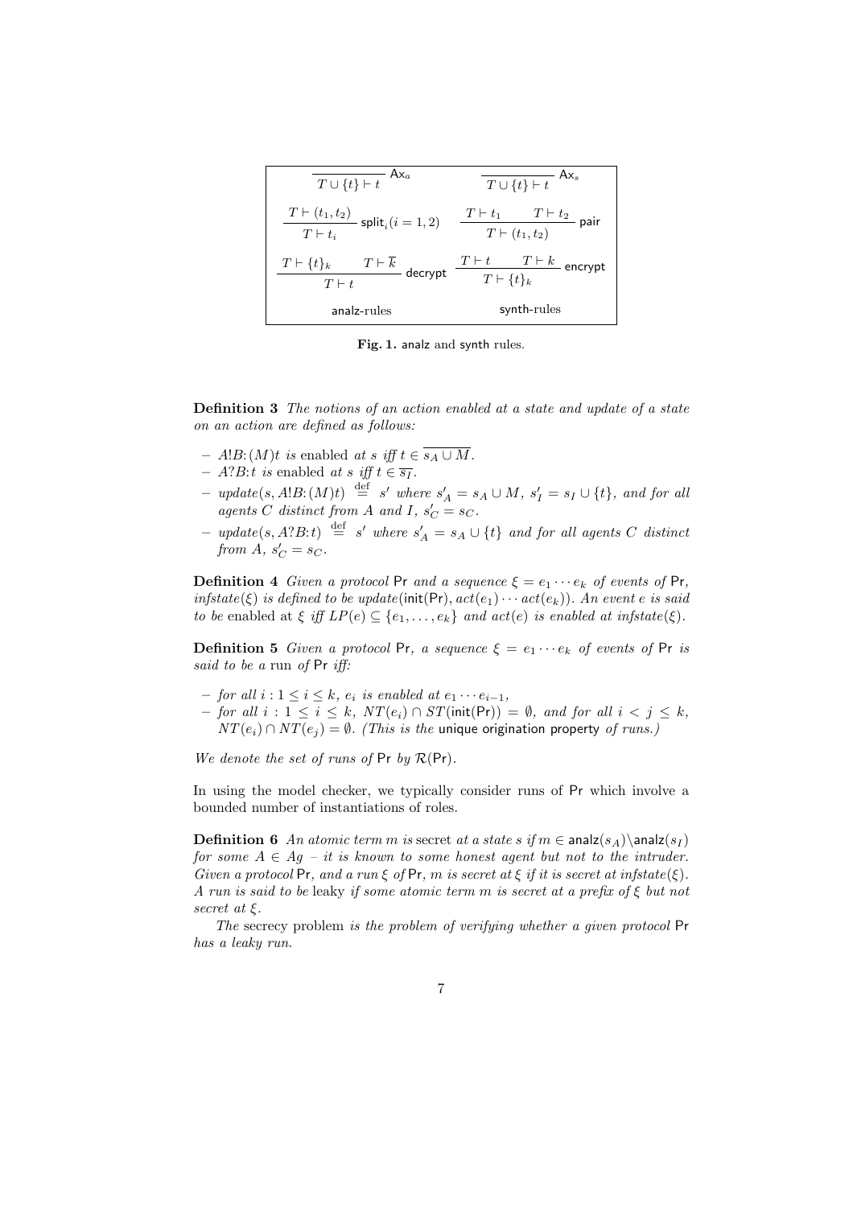$$\frac{}{T \cup \{t\} \vdash t}\ \mathsf{Ax}_a \qquad \frac{}{T \cup \{t\} \vdash t}\ \mathsf{Ax}_s$$

$$\frac{T \vdash (t_1, t_2)}{T \vdash t_i}\ \mathsf{split}_i (i = 1, 2) \qquad \frac{T \vdash t_1 \quad T \vdash t_2}{T \vdash (t_1, t_2)}\ \mathsf{pair}$$

$$\frac{T \vdash \{t\}_k \quad T \vdash \overline{k}}{T \vdash t}\ \mathsf{decrypt} \qquad \frac{T \vdash t \quad T \vdash k}{T \vdash \{t\}_k}\ \mathsf{encrypt}$$

analz-rules | synth-rules

**Fig. 1.** analz and synth rules.

**Definition 3** *The notions of an action enabled at a state and update of a state on an action are defined as follows:*

- $A!B{:}(M)t$ *is* enabled *at* $s$ *iff* $t \in \overline{s_A \cup M}$.
- $A?B{:}t$ *is* enabled *at* $s$ *iff* $t \in \overline{s_I}$.
- $update(s, A!B{:}(M)t) \stackrel{\text{def}}{=} s'$ *where* $s'_A = s_A \cup M$, $s'_I = s_I \cup \{t\}$, *and for all agents* $C$ *distinct from* $A$ *and* $I$, $s'_C = s_C$.
- $update(s, A?B{:}t) \stackrel{\text{def}}{=} s'$ *where* $s'_A = s_A \cup \{t\}$ *and for all agents* $C$ *distinct from* $A$, $s'_C = s_C$.

**Definition 4** *Given a protocol* $\mathsf{Pr}$ *and a sequence* $\xi = e_1 \cdots e_k$ *of events of* $\mathsf{Pr}$, $infstate(\xi)$ *is defined to be* $update(\mathsf{init}(\mathsf{Pr}), act(e_1) \cdots act(e_k))$. *An event* $e$ *is said to be* enabled at $\xi$ *iff* $LP(e) \subseteq \{e_1, \ldots, e_k\}$ *and* $act(e)$ *is enabled at* $infstate(\xi)$.

**Definition 5** *Given a protocol* $\mathsf{Pr}$, *a sequence* $\xi = e_1 \cdots e_k$ *of events of* $\mathsf{Pr}$ *is said to be a* run *of* $\mathsf{Pr}$ *iff:*

- *for all* $i : 1 \leq i \leq k$, $e_i$ *is enabled at* $e_1 \cdots e_{i-1}$,
- *for all* $i : 1 \leq i \leq k$, $NT(e_i) \cap ST(\mathsf{init}(\mathsf{Pr})) = \emptyset$, *and for all* $i < j \leq k$, $NT(e_i) \cap NT(e_j) = \emptyset$. *(This is the* unique origination property *of runs.)*

*We denote the set of runs of* $\mathsf{Pr}$ *by* $\mathcal{R}(\mathsf{Pr})$.

In using the model checker, we typically consider runs of $\mathsf{Pr}$ which involve a bounded number of instantiations of roles.

**Definition 6** *An atomic term* $m$ *is* secret *at a state* $s$ *if* $m \in \mathsf{analz}(s_A) \backslash \mathsf{analz}(s_I)$ *for some* $A \in Ag$ *– it is known to some honest agent but not to the intruder. Given a protocol* $\mathsf{Pr}$, *and a run* $\xi$ *of* $\mathsf{Pr}$, $m$ *is secret at* $\xi$ *if it is secret at* $infstate(\xi)$. *A run is said to be* leaky *if some atomic term* $m$ *is secret at a prefix of* $\xi$ *but not secret at* $\xi$.

*The* secrecy problem *is the problem of verifying whether a given protocol* $\mathsf{Pr}$ *has a leaky run.*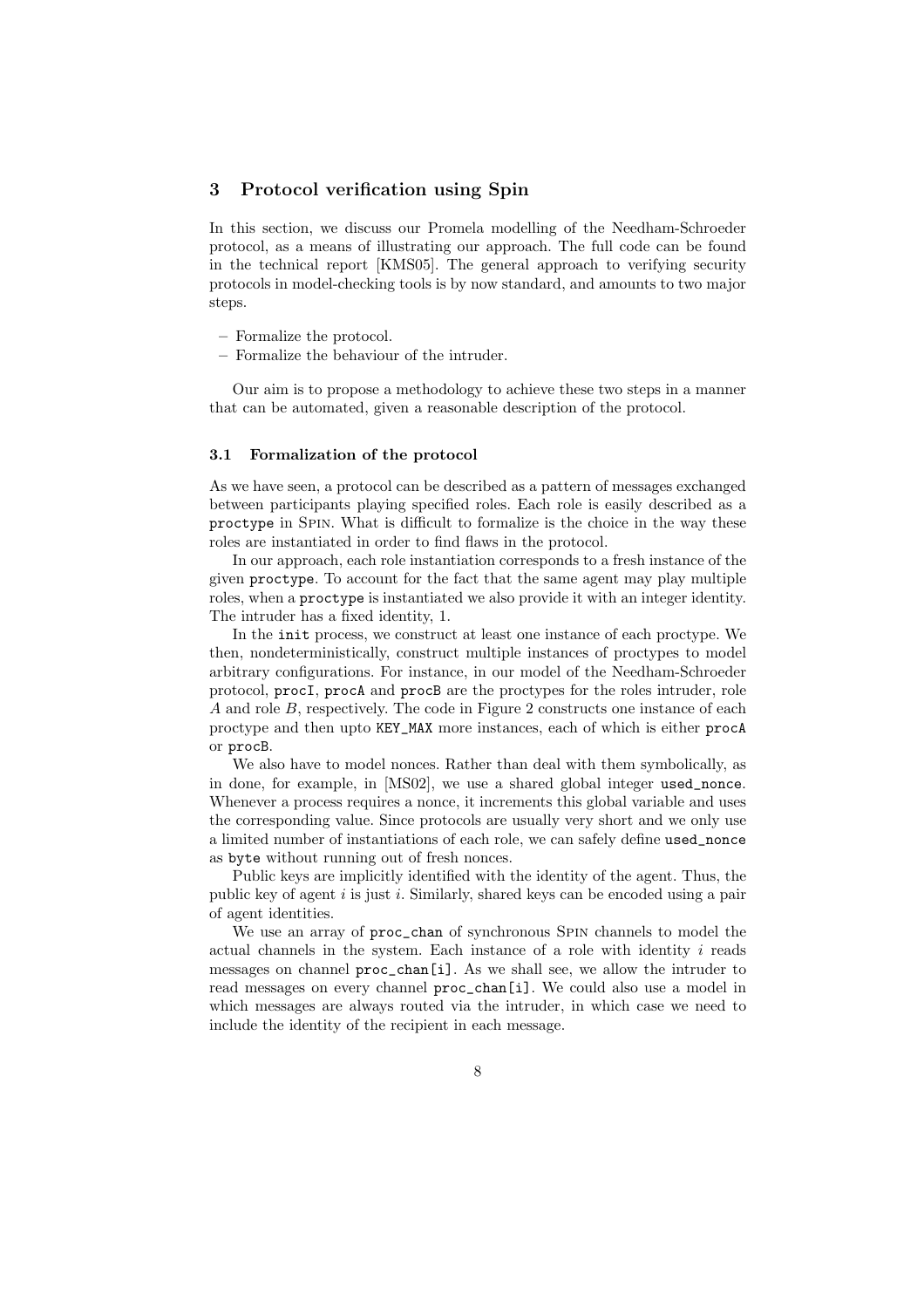## 3 Protocol verification using Spin

In this section, we discuss our Promela modelling of the Needham-Schroeder protocol, as a means of illustrating our approach. The full code can be found in the technical report [KMS05]. The general approach to verifying security protocols in model-checking tools is by now standard, and amounts to two major steps.

- Formalize the protocol.
- Formalize the behaviour of the intruder.

Our aim is to propose a methodology to achieve these two steps in a manner that can be automated, given a reasonable description of the protocol.

### 3.1 Formalization of the protocol

As we have seen, a protocol can be described as a pattern of messages exchanged between participants playing specified roles. Each role is easily described as a `proctype` in Spin. What is difficult to formalize is the choice in the way these roles are instantiated in order to find flaws in the protocol.

In our approach, each role instantiation corresponds to a fresh instance of the given `proctype`. To account for the fact that the same agent may play multiple roles, when a `proctype` is instantiated we also provide it with an integer identity. The intruder has a fixed identity, 1.

In the `init` process, we construct at least one instance of each proctype. We then, nondeterministically, construct multiple instances of proctypes to model arbitrary configurations. For instance, in our model of the Needham-Schroeder protocol, `procI`, `procA` and `procB` are the proctypes for the roles intruder, role $A$ and role $B$, respectively. The code in Figure 2 constructs one instance of each proctype and then upto `KEY_MAX` more instances, each of which is either `procA` or `procB`.

We also have to model nonces. Rather than deal with them symbolically, as in done, for example, in [MS02], we use a shared global integer `used_nonce`. Whenever a process requires a nonce, it increments this global variable and uses the corresponding value. Since protocols are usually very short and we only use a limited number of instantiations of each role, we can safely define `used_nonce` as `byte` without running out of fresh nonces.

Public keys are implicitly identified with the identity of the agent. Thus, the public key of agent $i$ is just $i$. Similarly, shared keys can be encoded using a pair of agent identities.

We use an array of `proc_chan` of synchronous Spin channels to model the actual channels in the system. Each instance of a role with identity $i$ reads messages on channel `proc_chan[i]`. As we shall see, we allow the intruder to read messages on every channel `proc_chan[i]`. We could also use a model in which messages are always routed via the intruder, in which case we need to include the identity of the recipient in each message.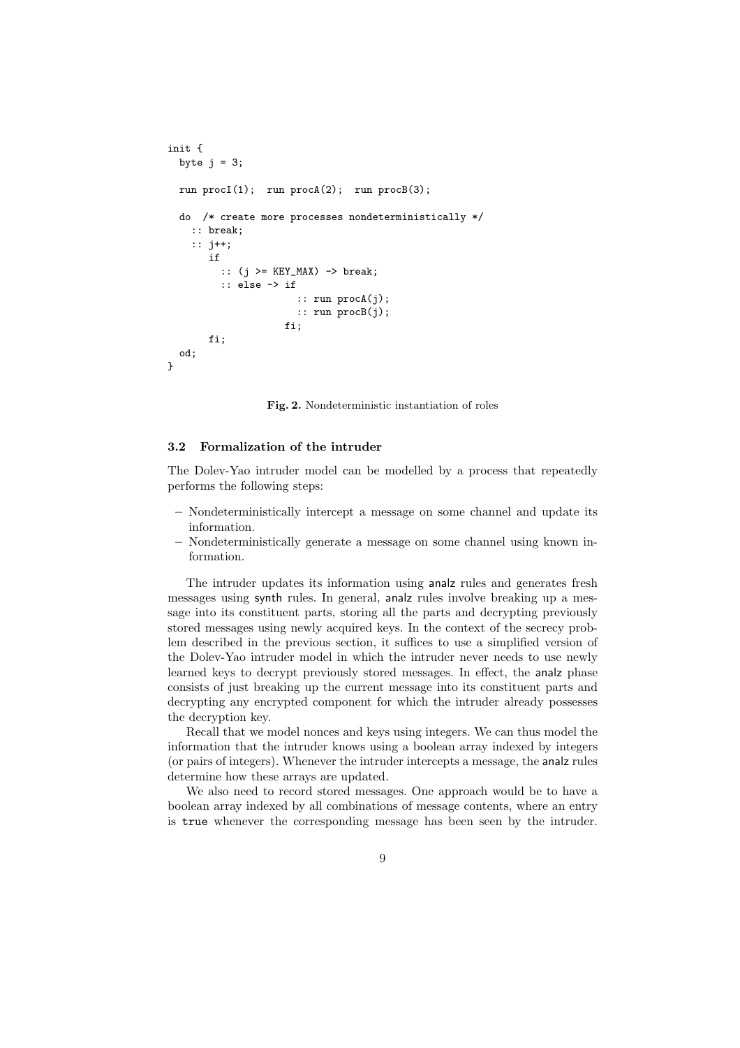```
init {
  byte j = 3;

  run procI(1);  run procA(2);  run procB(3);

  do  /* create more processes nondeterministically */
    :: break;
    :: j++;
       if
         :: (j >= KEY_MAX) -> break;
         :: else -> if
                      :: run procA(j);
                      :: run procB(j);
                    fi;
       fi;
  od;
}
```

**Fig. 2.** Nondeterministic instantiation of roles

### 3.2 Formalization of the intruder

The Dolev-Yao intruder model can be modelled by a process that repeatedly performs the following steps:

- Nondeterministically intercept a message on some channel and update its information.
- Nondeterministically generate a message on some channel using known information.

The intruder updates its information using analz rules and generates fresh messages using synth rules. In general, analz rules involve breaking up a message into its constituent parts, storing all the parts and decrypting previously stored messages using newly acquired keys. In the context of the secrecy problem described in the previous section, it suffices to use a simplified version of the Dolev-Yao intruder model in which the intruder never needs to use newly learned keys to decrypt previously stored messages. In effect, the analz phase consists of just breaking up the current message into its constituent parts and decrypting any encrypted component for which the intruder already possesses the decryption key.

Recall that we model nonces and keys using integers. We can thus model the information that the intruder knows using a boolean array indexed by integers (or pairs of integers). Whenever the intruder intercepts a message, the analz rules determine how these arrays are updated.

We also need to record stored messages. One approach would be to have a boolean array indexed by all combinations of message contents, where an entry is `true` whenever the corresponding message has been seen by the intruder.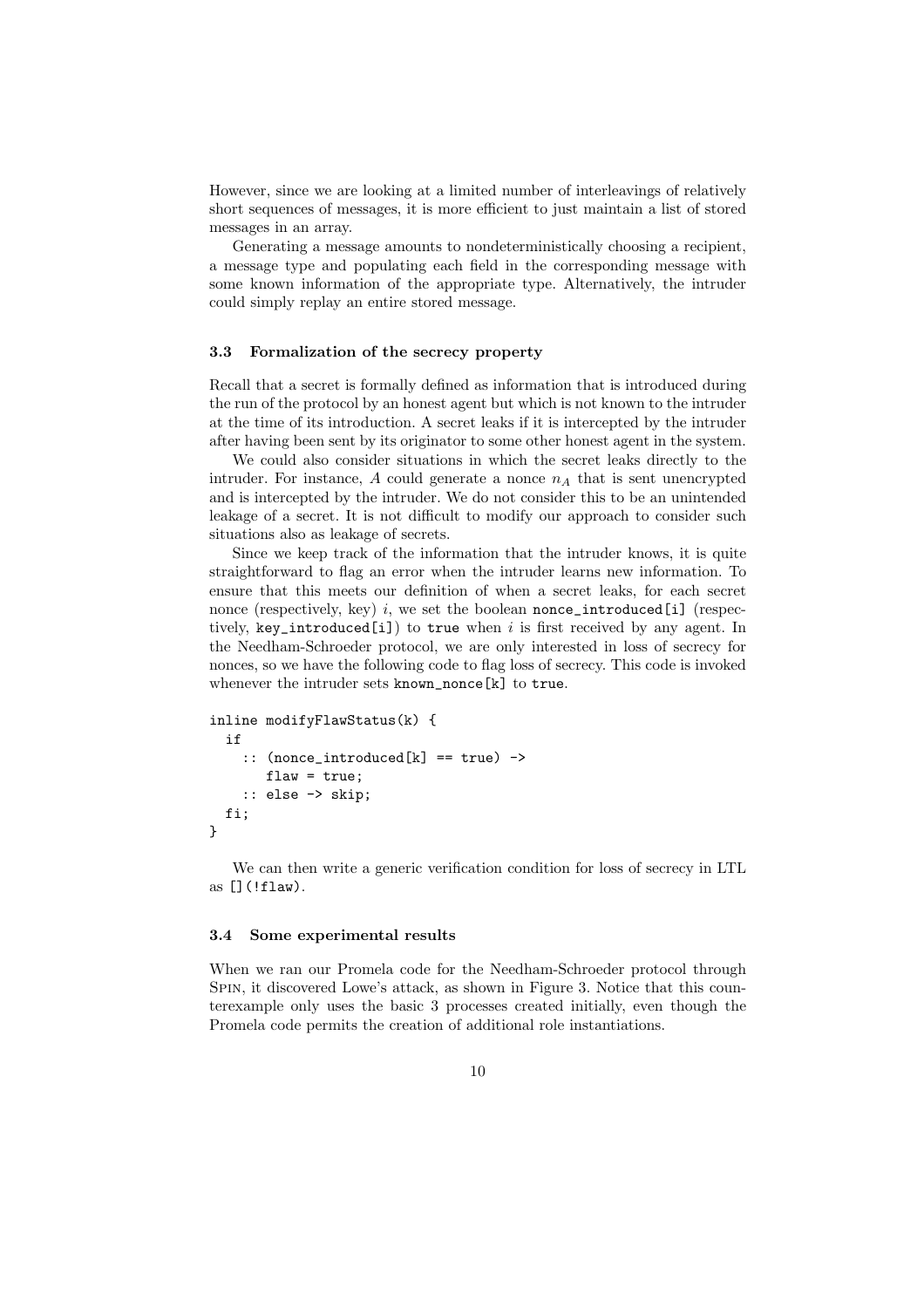However, since we are looking at a limited number of interleavings of relatively short sequences of messages, it is more efficient to just maintain a list of stored messages in an array.

Generating a message amounts to nondeterministically choosing a recipient, a message type and populating each field in the corresponding message with some known information of the appropriate type. Alternatively, the intruder could simply replay an entire stored message.

### 3.3 Formalization of the secrecy property

Recall that a secret is formally defined as information that is introduced during the run of the protocol by an honest agent but which is not known to the intruder at the time of its introduction. A secret leaks if it is intercepted by the intruder after having been sent by its originator to some other honest agent in the system.

We could also consider situations in which the secret leaks directly to the intruder. For instance, $A$ could generate a nonce $n_A$ that is sent unencrypted and is intercepted by the intruder. We do not consider this to be an unintended leakage of a secret. It is not difficult to modify our approach to consider such situations also as leakage of secrets.

Since we keep track of the information that the intruder knows, it is quite straightforward to flag an error when the intruder learns new information. To ensure that this meets our definition of when a secret leaks, for each secret nonce (respectively, key) $i$, we set the boolean `nonce_introduced[i]` (respectively, `key_introduced[i]`) to `true` when $i$ is first received by any agent. In the Needham-Schroeder protocol, we are only interested in loss of secrecy for nonces, so we have the following code to flag loss of secrecy. This code is invoked whenever the intruder sets `known_nonce[k]` to `true`.

```
inline modifyFlawStatus(k) {
  if
    :: (nonce_introduced[k] == true) ->
       flaw = true;
    :: else -> skip;
  fi;
}
```

We can then write a generic verification condition for loss of secrecy in LTL as `[](!flaw)`.

### 3.4 Some experimental results

When we ran our Promela code for the Needham-Schroeder protocol through SPIN, it discovered Lowe's attack, as shown in Figure 3. Notice that this counterexample only uses the basic 3 processes created initially, even though the Promela code permits the creation of additional role instantiations.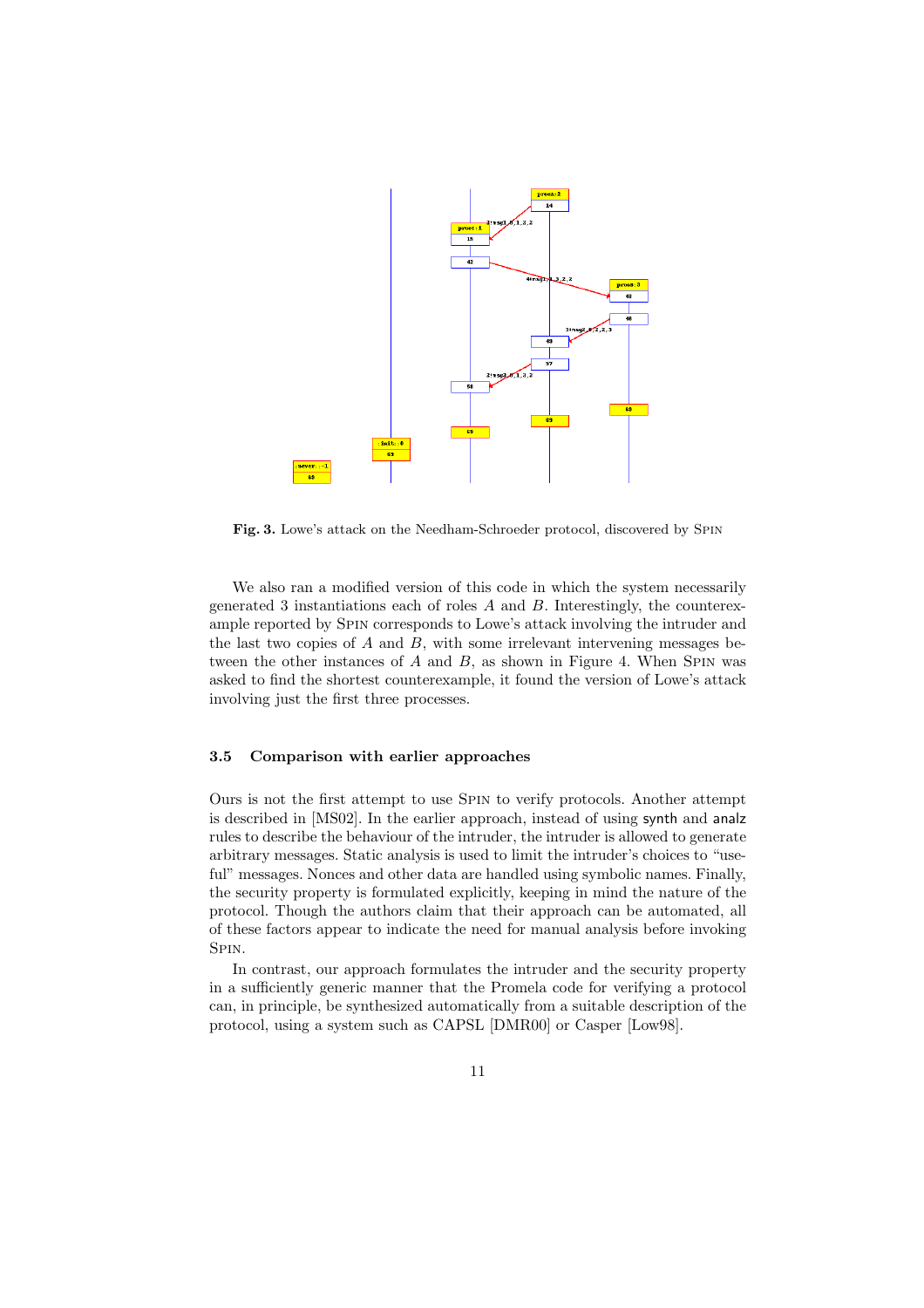Fig. 3. Lowe's attack on the Needham-Schroeder protocol, discovered by SPIN

We also ran a modified version of this code in which the system necessarily generated 3 instantiations each of roles $A$ and $B$. Interestingly, the counterexample reported by SPIN corresponds to Lowe's attack involving the intruder and the last two copies of $A$ and $B$, with some irrelevant intervening messages between the other instances of $A$ and $B$, as shown in Figure 4. When SPIN was asked to find the shortest counterexample, it found the version of Lowe's attack involving just the first three processes.

### 3.5 Comparison with earlier approaches

Ours is not the first attempt to use SPIN to verify protocols. Another attempt is described in [MS02]. In the earlier approach, instead of using synth and analz rules to describe the behaviour of the intruder, the intruder is allowed to generate arbitrary messages. Static analysis is used to limit the intruder's choices to "useful" messages. Nonces and other data are handled using symbolic names. Finally, the security property is formulated explicitly, keeping in mind the nature of the protocol. Though the authors claim that their approach can be automated, all of these factors appear to indicate the need for manual analysis before invoking SPIN.

In contrast, our approach formulates the intruder and the security property in a sufficiently generic manner that the Promela code for verifying a protocol can, in principle, be synthesized automatically from a suitable description of the protocol, using a system such as CAPSL [DMR00] or Casper [Low98].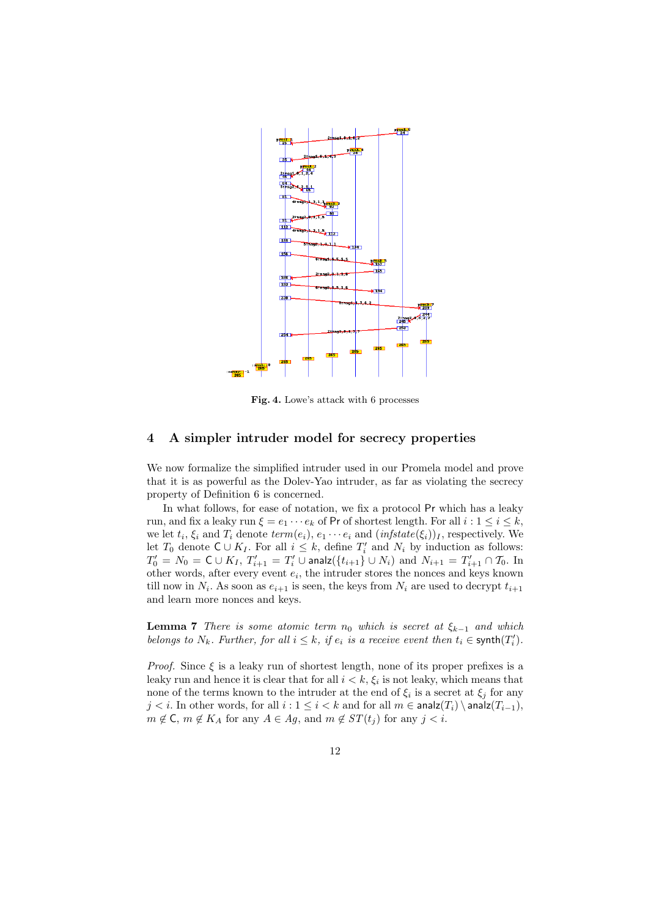**Fig. 4.** Lowe's attack with 6 processes

## 4 A simpler intruder model for secrecy properties

We now formalize the simplified intruder used in our Promela model and prove that it is as powerful as the Dolev-Yao intruder, as far as violating the secrecy property of Definition 6 is concerned.

In what follows, for ease of notation, we fix a protocol $\mathsf{Pr}$ which has a leaky run, and fix a leaky run $\xi = e_1 \cdots e_k$ of $\mathsf{Pr}$ of shortest length. For all $i : 1 \leq i \leq k$, we let $t_i$, $\xi_i$ and $T_i$ denote $term(e_i)$, $e_1 \cdots e_i$ and $(infstate(\xi_i))_I$, respectively. We let $T_0$ denote $\mathsf{C} \cup K_I$. For all $i \leq k$, define $T'_i$ and $N_i$ by induction as follows: $T'_0 = N_0 = \mathsf{C} \cup K_I$, $T'_{i+1} = T'_i \cup \mathsf{analz}(\{t_{i+1}\} \cup N_i)$ and $N_{i+1} = T'_{i+1} \cap \mathcal{T}_0$. In other words, after every event $e_i$, the intruder stores the nonces and keys known till now in $N_i$. As soon as $e_{i+1}$ is seen, the keys from $N_i$ are used to decrypt $t_{i+1}$ and learn more nonces and keys.

**Lemma 7** *There is some atomic term $n_0$ which is secret at $\xi_{k-1}$ and which belongs to $N_k$. Further, for all $i \leq k$, if $e_i$ is a receive event then $t_i \in \mathsf{synth}(T'_i)$.*

*Proof.* Since $\xi$ is a leaky run of shortest length, none of its proper prefixes is a leaky run and hence it is clear that for all $i < k$, $\xi_i$ is not leaky, which means that none of the terms known to the intruder at the end of $\xi_i$ is a secret at $\xi_j$ for any $j < i$. In other words, for all $i : 1 \leq i < k$ and for all $m \in \mathsf{analz}(T_i) \setminus \mathsf{analz}(T_{i-1})$, $m \notin \mathsf{C}$, $m \notin K_A$ for any $A \in Ag$, and $m \notin ST(t_j)$ for any $j < i$.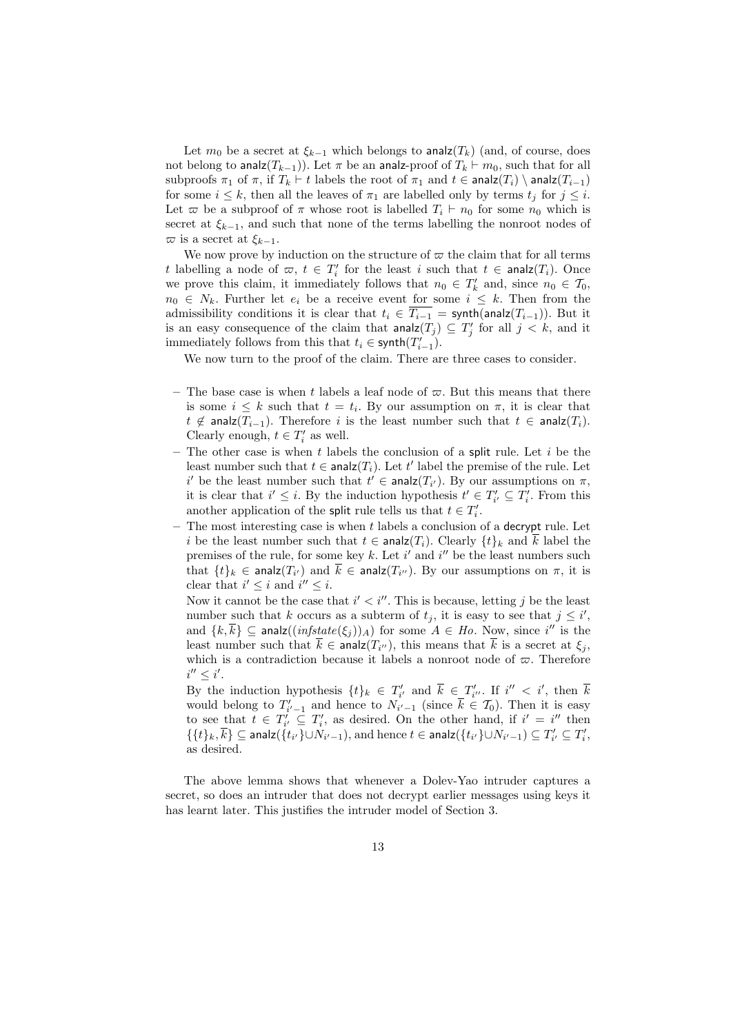Let $m_0$ be a secret at $\xi_{k-1}$ which belongs to $\mathsf{analz}(T_k)$ (and, of course, does not belong to $\mathsf{analz}(T_{k-1})$). Let $\pi$ be an $\mathsf{analz}$-proof of $T_k \vdash m_0$, such that for all subproofs $\pi_1$ of $\pi$, if $T_k \vdash t$ labels the root of $\pi_1$ and $t \in \mathsf{analz}(T_i) \setminus \mathsf{analz}(T_{i-1})$ for some $i \leq k$, then all the leaves of $\pi_1$ are labelled only by terms $t_j$ for $j \leq i$. Let $\varpi$ be a subproof of $\pi$ whose root is labelled $T_i \vdash n_0$ for some $n_0$ which is secret at $\xi_{k-1}$, and such that none of the terms labelling the nonroot nodes of $\varpi$ is a secret at $\xi_{k-1}$.

We now prove by induction on the structure of $\varpi$ the claim that for all terms $t$ labelling a node of $\varpi$, $t \in T'_i$ for the least $i$ such that $t \in \mathsf{analz}(T_i)$. Once we prove this claim, it immediately follows that $n_0 \in T'_k$ and, since $n_0 \in \mathcal{T}_0$, $n_0 \in N_k$. Further let $e_i$ be a receive event for some $i \leq k$. Then from the admissibility conditions it is clear that $t_i \in \overline{T_{i-1}} = \mathsf{synth}(\mathsf{analz}(T_{i-1}))$. But it is an easy consequence of the claim that $\mathsf{analz}(T_j) \subseteq T'_j$ for all $j < k$, and it immediately follows from this that $t_i \in \mathsf{synth}(T'_{i-1})$.

We now turn to the proof of the claim. There are three cases to consider.

- The base case is when $t$ labels a leaf node of $\varpi$. But this means that there is some $i \leq k$ such that $t = t_i$. By our assumption on $\pi$, it is clear that $t \notin \mathsf{analz}(T_{i-1})$. Therefore $i$ is the least number such that $t \in \mathsf{analz}(T_i)$. Clearly enough, $t \in T'_i$ as well.
- The other case is when $t$ labels the conclusion of a $\mathsf{split}$ rule. Let $i$ be the least number such that $t \in \mathsf{analz}(T_i)$. Let $t'$ label the premise of the rule. Let $i'$ be the least number such that $t' \in \mathsf{analz}(T_{i'})$. By our assumptions on $\pi$, it is clear that $i' \leq i$. By the induction hypothesis $t' \in T'_{i'} \subseteq T'_i$. From this another application of the $\mathsf{split}$ rule tells us that $t \in T'_i$.
- The most interesting case is when $t$ labels a conclusion of a $\mathsf{decrypt}$ rule. Let $i$ be the least number such that $t \in \mathsf{analz}(T_i)$. Clearly $\{t\}_k$ and $\overline{k}$ label the premises of the rule, for some key $k$. Let $i'$ and $i''$ be the least numbers such that $\{t\}_k \in \mathsf{analz}(T_{i'})$ and $\overline{k} \in \mathsf{analz}(T_{i''})$. By our assumptions on $\pi$, it is clear that $i' \leq i$ and $i'' \leq i$.

  Now it cannot be the case that $i' < i''$. This is because, letting $j$ be the least number such that $k$ occurs as a subterm of $t_j$, it is easy to see that $j \leq i'$, and $\{k, \overline{k}\} \subseteq \mathsf{analz}((\mathit{infstate}(\xi_j))_A)$ for some $A \in \mathit{Ho}$. Now, since $i''$ is the least number such that $\overline{k} \in \mathsf{analz}(T_{i''})$, this means that $\overline{k}$ is a secret at $\xi_j$, which is a contradiction because it labels a nonroot node of $\varpi$. Therefore $i'' \leq i'$.

  By the induction hypothesis $\{t\}_k \in T'_{i'}$ and $\overline{k} \in T'_{i''}$. If $i'' < i'$, then $\overline{k}$ would belong to $T'_{i'-1}$ and hence to $N_{i'-1}$ (since $\overline{k} \in \mathcal{T}_0$). Then it is easy to see that $t \in T'_{i'} \subseteq T'_i$, as desired. On the other hand, if $i' = i''$ then $\{\{t\}_k, \overline{k}\} \subseteq \mathsf{analz}(\{t_{i'}\} \cup N_{i'-1})$, and hence $t \in \mathsf{analz}(\{t_{i'}\} \cup N_{i'-1}) \subseteq T'_{i'} \subseteq T'_i$, as desired.

The above lemma shows that whenever a Dolev-Yao intruder captures a secret, so does an intruder that does not decrypt earlier messages using keys it has learnt later. This justifies the intruder model of Section 3.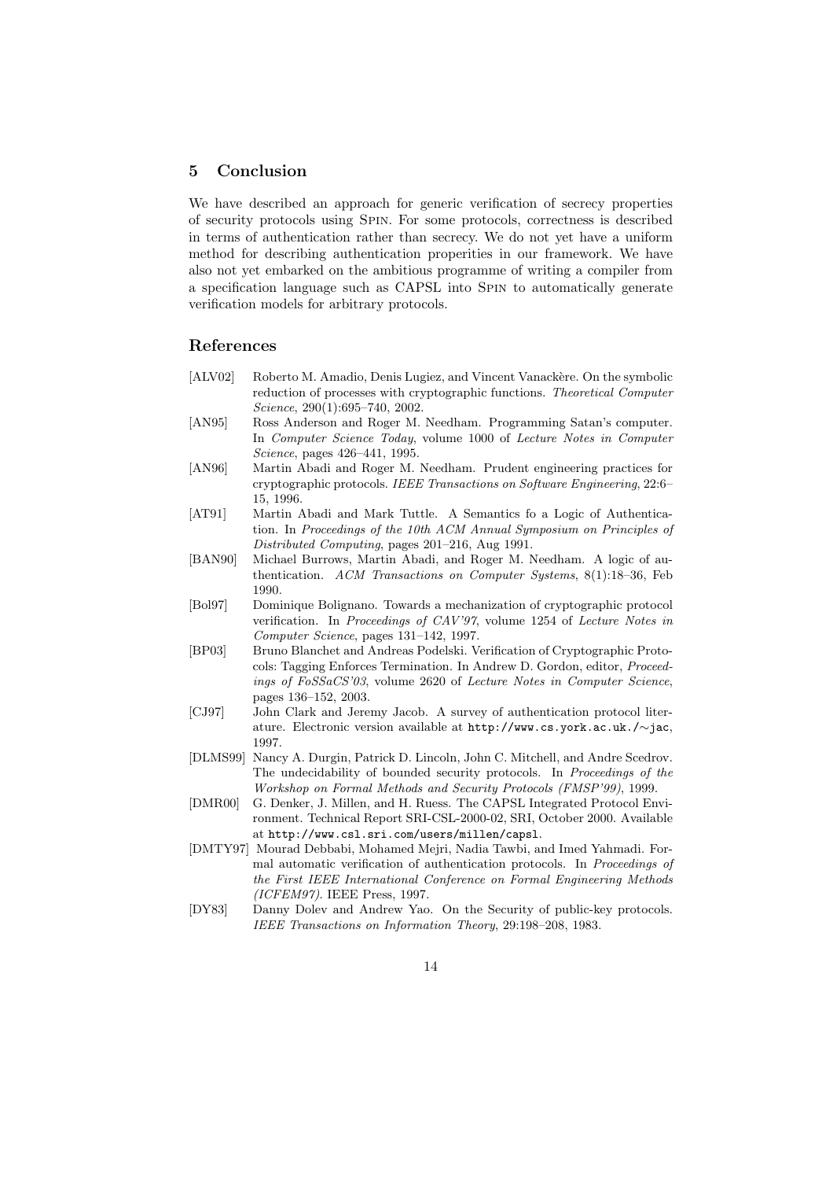## 5 Conclusion

We have described an approach for generic verification of secrecy properties of security protocols using SPIN. For some protocols, correctness is described in terms of authentication rather than secrecy. We do not yet have a uniform method for describing authentication properities in our framework. We have also not yet embarked on the ambitious programme of writing a compiler from a specification language such as CAPSL into SPIN to automatically generate verification models for arbitrary protocols.

## References

[ALV02] Roberto M. Amadio, Denis Lugiez, and Vincent Vanackère. On the symbolic reduction of processes with cryptographic functions. *Theoretical Computer Science*, 290(1):695–740, 2002.

[AN95] Ross Anderson and Roger M. Needham. Programming Satan's computer. In *Computer Science Today*, volume 1000 of *Lecture Notes in Computer Science*, pages 426–441, 1995.

[AN96] Martin Abadi and Roger M. Needham. Prudent engineering practices for cryptographic protocols. *IEEE Transactions on Software Engineering*, 22:6–15, 1996.

[AT91] Martin Abadi and Mark Tuttle. A Semantics fo a Logic of Authentication. In *Proceedings of the 10th ACM Annual Symposium on Principles of Distributed Computing*, pages 201–216, Aug 1991.

[BAN90] Michael Burrows, Martin Abadi, and Roger M. Needham. A logic of authentication. *ACM Transactions on Computer Systems*, 8(1):18–36, Feb 1990.

[Bol97] Dominique Bolignano. Towards a mechanization of cryptographic protocol verification. In *Proceedings of CAV'97*, volume 1254 of *Lecture Notes in Computer Science*, pages 131–142, 1997.

[BP03] Bruno Blanchet and Andreas Podelski. Verification of Cryptographic Protocols: Tagging Enforces Termination. In Andrew D. Gordon, editor, *Proceedings of FoSSaCS'03*, volume 2620 of *Lecture Notes in Computer Science*, pages 136–152, 2003.

[CJ97] John Clark and Jeremy Jacob. A survey of authentication protocol literature. Electronic version available at `http://www.cs.york.ac.uk./~jac`, 1997.

[DLMS99] Nancy A. Durgin, Patrick D. Lincoln, John C. Mitchell, and Andre Scedrov. The undecidability of bounded security protocols. In *Proceedings of the Workshop on Formal Methods and Security Protocols (FMSP'99)*, 1999.

[DMR00] G. Denker, J. Millen, and H. Ruess. The CAPSL Integrated Protocol Environment. Technical Report SRI-CSL-2000-02, SRI, October 2000. Available at `http://www.csl.sri.com/users/millen/capsl`.

[DMTY97] Mourad Debbabi, Mohamed Mejri, Nadia Tawbi, and Imed Yahmadi. Formal automatic verification of authentication protocols. In *Proceedings of the First IEEE International Conference on Formal Engineering Methods (ICFEM97)*. IEEE Press, 1997.

[DY83] Danny Dolev and Andrew Yao. On the Security of public-key protocols. *IEEE Transactions on Information Theory*, 29:198–208, 1983.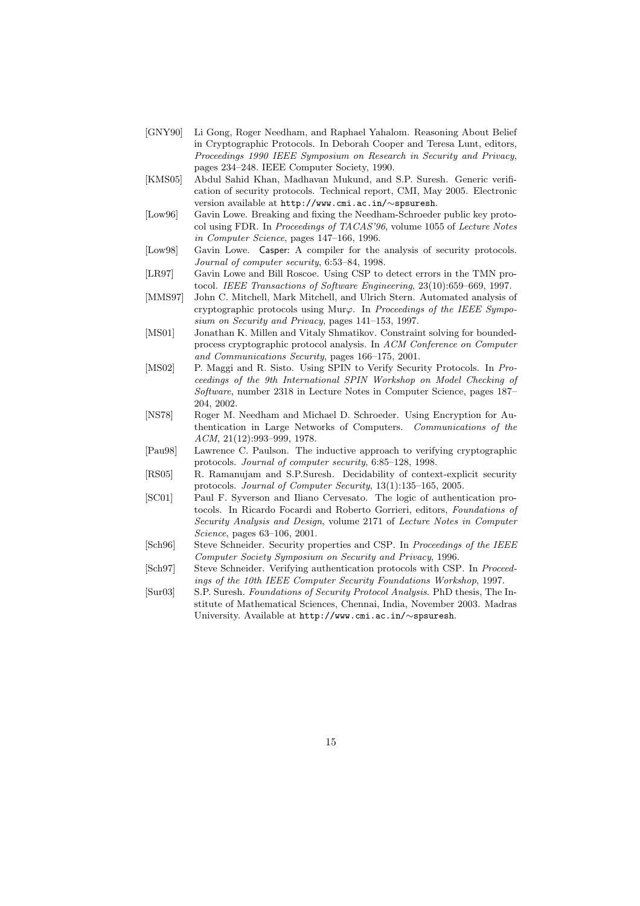- [GNY90] Li Gong, Roger Needham, and Raphael Yahalom. Reasoning About Belief in Cryptographic Protocols. In Deborah Cooper and Teresa Lunt, editors, *Proceedings 1990 IEEE Symposium on Research in Security and Privacy*, pages 234–248. IEEE Computer Society, 1990.
- [KMS05] Abdul Sahid Khan, Madhavan Mukund, and S.P. Suresh. Generic verification of security protocols. Technical report, CMI, May 2005. Electronic version available at `http://www.cmi.ac.in/~spsuresh`.
- [Low96] Gavin Lowe. Breaking and fixing the Needham-Schroeder public key protocol using FDR. In *Proceedings of TACAS'96*, volume 1055 of *Lecture Notes in Computer Science*, pages 147–166, 1996.
- [Low98] Gavin Lowe. Casper: A compiler for the analysis of security protocols. *Journal of computer security*, 6:53–84, 1998.
- [LR97] Gavin Lowe and Bill Roscoe. Using CSP to detect errors in the TMN protocol. *IEEE Transactions of Software Engineering*, 23(10):659–669, 1997.
- [MMS97] John C. Mitchell, Mark Mitchell, and Ulrich Stern. Automated analysis of cryptographic protocols using Mur$\varphi$. In *Proceedings of the IEEE Symposium on Security and Privacy*, pages 141–153, 1997.
- [MS01] Jonathan K. Millen and Vitaly Shmatikov. Constraint solving for bounded-process cryptographic protocol analysis. In *ACM Conference on Computer and Communications Security*, pages 166–175, 2001.
- [MS02] P. Maggi and R. Sisto. Using SPIN to Verify Security Protocols. In *Proceedings of the 9th International SPIN Workshop on Model Checking of Software*, number 2318 in Lecture Notes in Computer Science, pages 187–204, 2002.
- [NS78] Roger M. Needham and Michael D. Schroeder. Using Encryption for Authentication in Large Networks of Computers. *Communications of the ACM*, 21(12):993–999, 1978.
- [Pau98] Lawrence C. Paulson. The inductive approach to verifying cryptographic protocols. *Journal of computer security*, 6:85–128, 1998.
- [RS05] R. Ramanujam and S.P.Suresh. Decidability of context-explicit security protocols. *Journal of Computer Security*, 13(1):135–165, 2005.
- [SC01] Paul F. Syverson and Iliano Cervesato. The logic of authentication protocols. In Ricardo Focardi and Roberto Gorrieri, editors, *Foundations of Security Analysis and Design*, volume 2171 of *Lecture Notes in Computer Science*, pages 63–106, 2001.
- [Sch96] Steve Schneider. Security properties and CSP. In *Proceedings of the IEEE Computer Society Symposium on Security and Privacy*, 1996.
- [Sch97] Steve Schneider. Verifying authentication protocols with CSP. In *Proceedings of the 10th IEEE Computer Security Foundations Workshop*, 1997.
- [Sur03] S.P. Suresh. *Foundations of Security Protocol Analysis*. PhD thesis, The Institute of Mathematical Sciences, Chennai, India, November 2003. Madras University. Available at `http://www.cmi.ac.in/~spsuresh`.